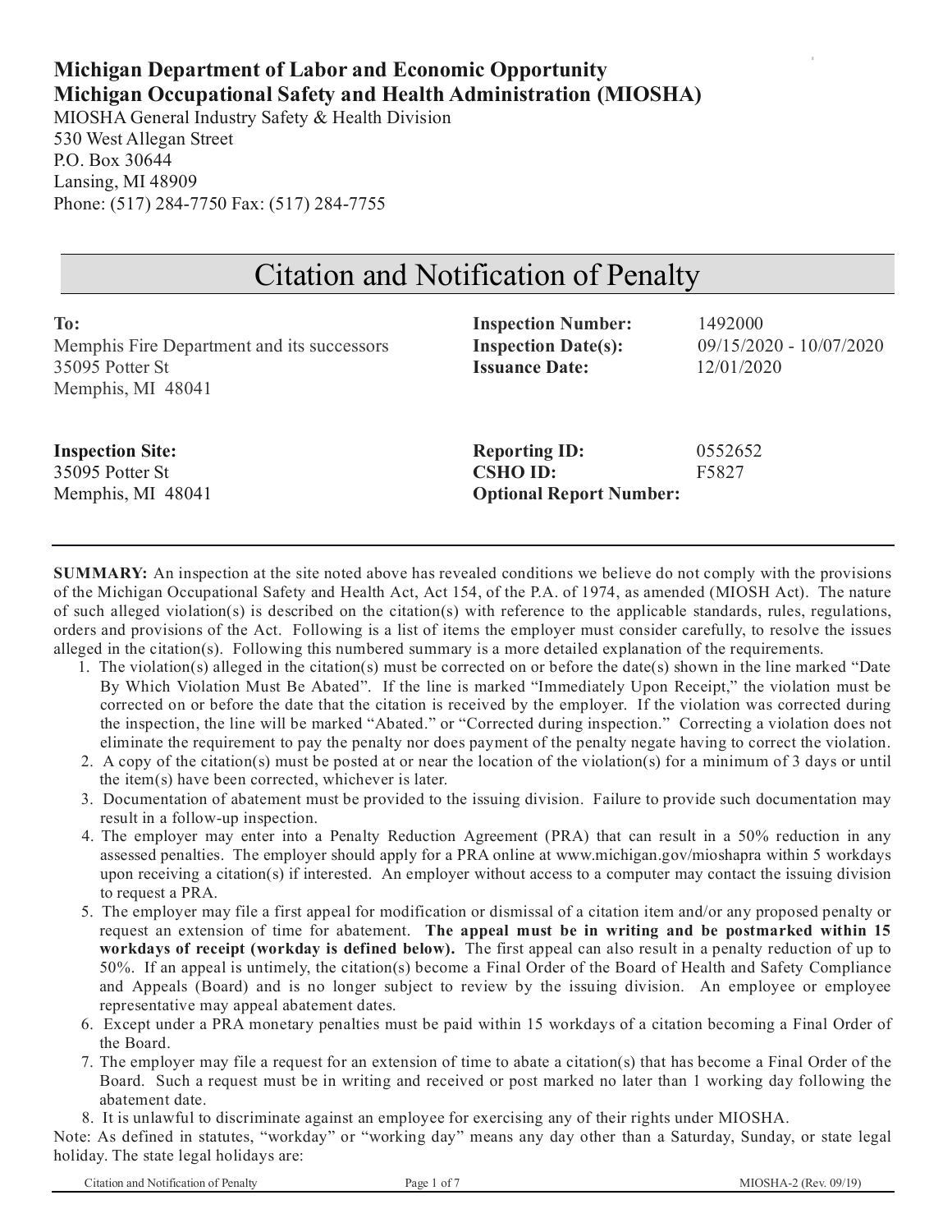**Michigan Department of Labor and Economic Opportunity**
**Michigan Occupational Safety and Health Administration (MIOSHA)**

MIOSHA General Industry Safety & Health Division
530 West Allegan Street
P.O. Box 30644
Lansing, MI 48909
Phone: (517) 284-7750 Fax: (517) 284-7755

# Citation and Notification of Penalty

**To:**
Memphis Fire Department and its successors
35095 Potter St
Memphis, MI 48041

**Inspection Number:** 1492000
**Inspection Date(s):** 09/15/2020 - 10/07/2020
**Issuance Date:** 12/01/2020

**Inspection Site:**
35095 Potter St
Memphis, MI 48041

**Reporting ID:** 0552652
**CSHO ID:** F5827
**Optional Report Number:**

---

**SUMMARY:** An inspection at the site noted above has revealed conditions we believe do not comply with the provisions of the Michigan Occupational Safety and Health Act, Act 154, of the P.A. of 1974, as amended (MIOSH Act). The nature of such alleged violation(s) is described on the citation(s) with reference to the applicable standards, rules, regulations, orders and provisions of the Act. Following is a list of items the employer must consider carefully, to resolve the issues alleged in the citation(s). Following this numbered summary is a more detailed explanation of the requirements.

1. The violation(s) alleged in the citation(s) must be corrected on or before the date(s) shown in the line marked "Date By Which Violation Must Be Abated". If the line is marked "Immediately Upon Receipt," the violation must be corrected on or before the date that the citation is received by the employer. If the violation was corrected during the inspection, the line will be marked "Abated." or "Corrected during inspection." Correcting a violation does not eliminate the requirement to pay the penalty nor does payment of the penalty negate having to correct the violation.
2. A copy of the citation(s) must be posted at or near the location of the violation(s) for a minimum of 3 days or until the item(s) have been corrected, whichever is later.
3. Documentation of abatement must be provided to the issuing division. Failure to provide such documentation may result in a follow-up inspection.
4. The employer may enter into a Penalty Reduction Agreement (PRA) that can result in a 50% reduction in any assessed penalties. The employer should apply for a PRA online at www.michigan.gov/mioshapra within 5 workdays upon receiving a citation(s) if interested. An employer without access to a computer may contact the issuing division to request a PRA.
5. The employer may file a first appeal for modification or dismissal of a citation item and/or any proposed penalty or request an extension of time for abatement. **The appeal must be in writing and be postmarked within 15 workdays of receipt (workday is defined below).** The first appeal can also result in a penalty reduction of up to 50%. If an appeal is untimely, the citation(s) become a Final Order of the Board of Health and Safety Compliance and Appeals (Board) and is no longer subject to review by the issuing division. An employee or employee representative may appeal abatement dates.
6. Except under a PRA monetary penalties must be paid within 15 workdays of a citation becoming a Final Order of the Board.
7. The employer may file a request for an extension of time to abate a citation(s) that has become a Final Order of the Board. Such a request must be in writing and received or post marked no later than 1 working day following the abatement date.
8. It is unlawful to discriminate against an employee for exercising any of their rights under MIOSHA.

Note: As defined in statutes, "workday" or "working day" means any day other than a Saturday, Sunday, or state legal holiday. The state legal holidays are: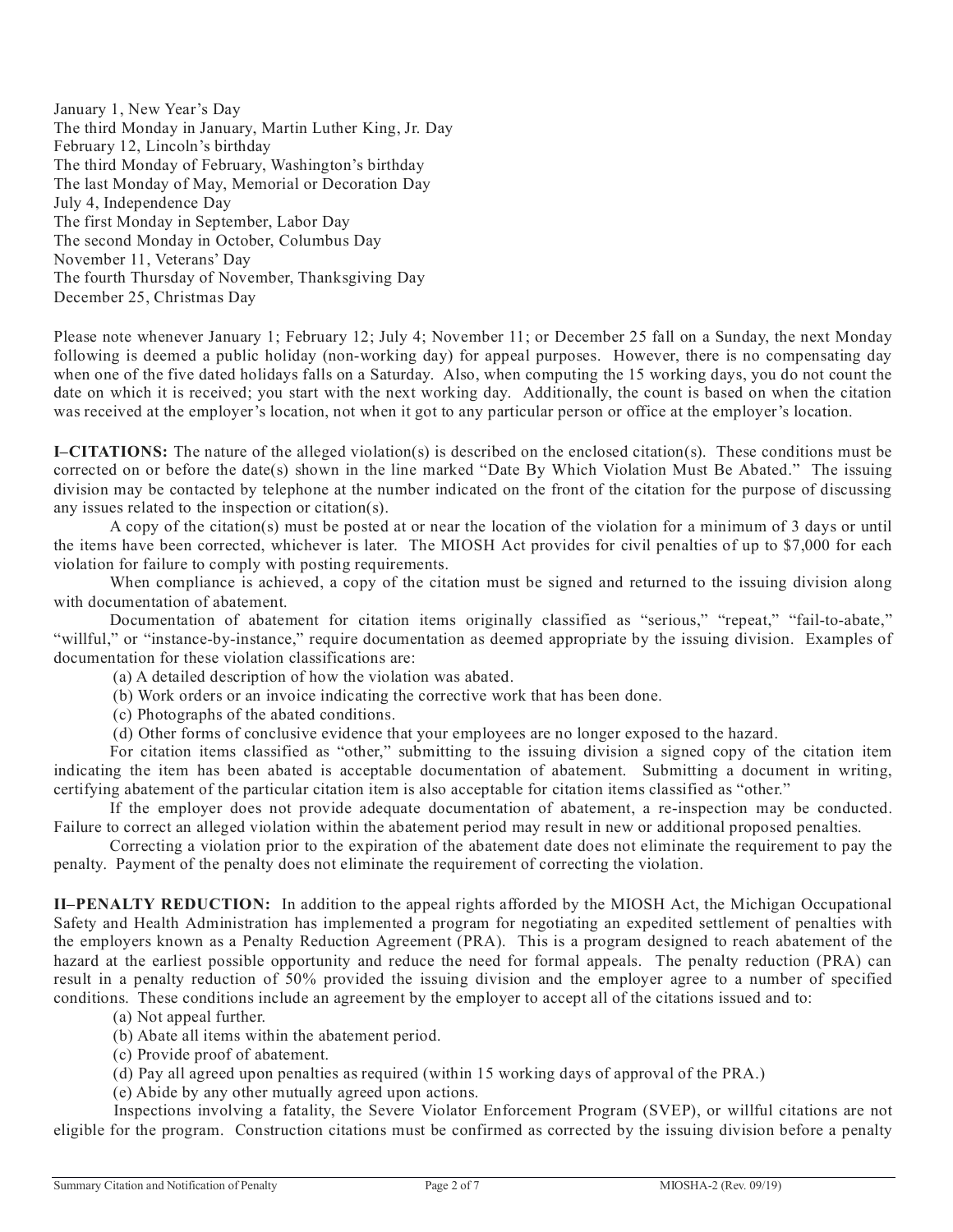January 1, New Year's Day
The third Monday in January, Martin Luther King, Jr. Day
February 12, Lincoln's birthday
The third Monday of February, Washington's birthday
The last Monday of May, Memorial or Decoration Day
July 4, Independence Day
The first Monday in September, Labor Day
The second Monday in October, Columbus Day
November 11, Veterans' Day
The fourth Thursday of November, Thanksgiving Day
December 25, Christmas Day

Please note whenever January 1; February 12; July 4; November 11; or December 25 fall on a Sunday, the next Monday following is deemed a public holiday (non-working day) for appeal purposes. However, there is no compensating day when one of the five dated holidays falls on a Saturday. Also, when computing the 15 working days, you do not count the date on which it is received; you start with the next working day. Additionally, the count is based on when the citation was received at the employer's location, not when it got to any particular person or office at the employer's location.

**I–CITATIONS:** The nature of the alleged violation(s) is described on the enclosed citation(s). These conditions must be corrected on or before the date(s) shown in the line marked "Date By Which Violation Must Be Abated." The issuing division may be contacted by telephone at the number indicated on the front of the citation for the purpose of discussing any issues related to the inspection or citation(s).

A copy of the citation(s) must be posted at or near the location of the violation for a minimum of 3 days or until the items have been corrected, whichever is later. The MIOSH Act provides for civil penalties of up to $7,000 for each violation for failure to comply with posting requirements.

When compliance is achieved, a copy of the citation must be signed and returned to the issuing division along with documentation of abatement.

Documentation of abatement for citation items originally classified as "serious," "repeat," "fail-to-abate," "willful," or "instance-by-instance," require documentation as deemed appropriate by the issuing division. Examples of documentation for these violation classifications are:

(a) A detailed description of how the violation was abated.
(b) Work orders or an invoice indicating the corrective work that has been done.
(c) Photographs of the abated conditions.
(d) Other forms of conclusive evidence that your employees are no longer exposed to the hazard.

For citation items classified as "other," submitting to the issuing division a signed copy of the citation item indicating the item has been abated is acceptable documentation of abatement. Submitting a document in writing, certifying abatement of the particular citation item is also acceptable for citation items classified as "other."

If the employer does not provide adequate documentation of abatement, a re-inspection may be conducted. Failure to correct an alleged violation within the abatement period may result in new or additional proposed penalties.

Correcting a violation prior to the expiration of the abatement date does not eliminate the requirement to pay the penalty. Payment of the penalty does not eliminate the requirement of correcting the violation.

**II–PENALTY REDUCTION:** In addition to the appeal rights afforded by the MIOSH Act, the Michigan Occupational Safety and Health Administration has implemented a program for negotiating an expedited settlement of penalties with the employers known as a Penalty Reduction Agreement (PRA). This is a program designed to reach abatement of the hazard at the earliest possible opportunity and reduce the need for formal appeals. The penalty reduction (PRA) can result in a penalty reduction of 50% provided the issuing division and the employer agree to a number of specified conditions. These conditions include an agreement by the employer to accept all of the citations issued and to:

(a) Not appeal further.
(b) Abate all items within the abatement period.
(c) Provide proof of abatement.
(d) Pay all agreed upon penalties as required (within 15 working days of approval of the PRA.)
(e) Abide by any other mutually agreed upon actions.

Inspections involving a fatality, the Severe Violator Enforcement Program (SVEP), or willful citations are not eligible for the program. Construction citations must be confirmed as corrected by the issuing division before a penalty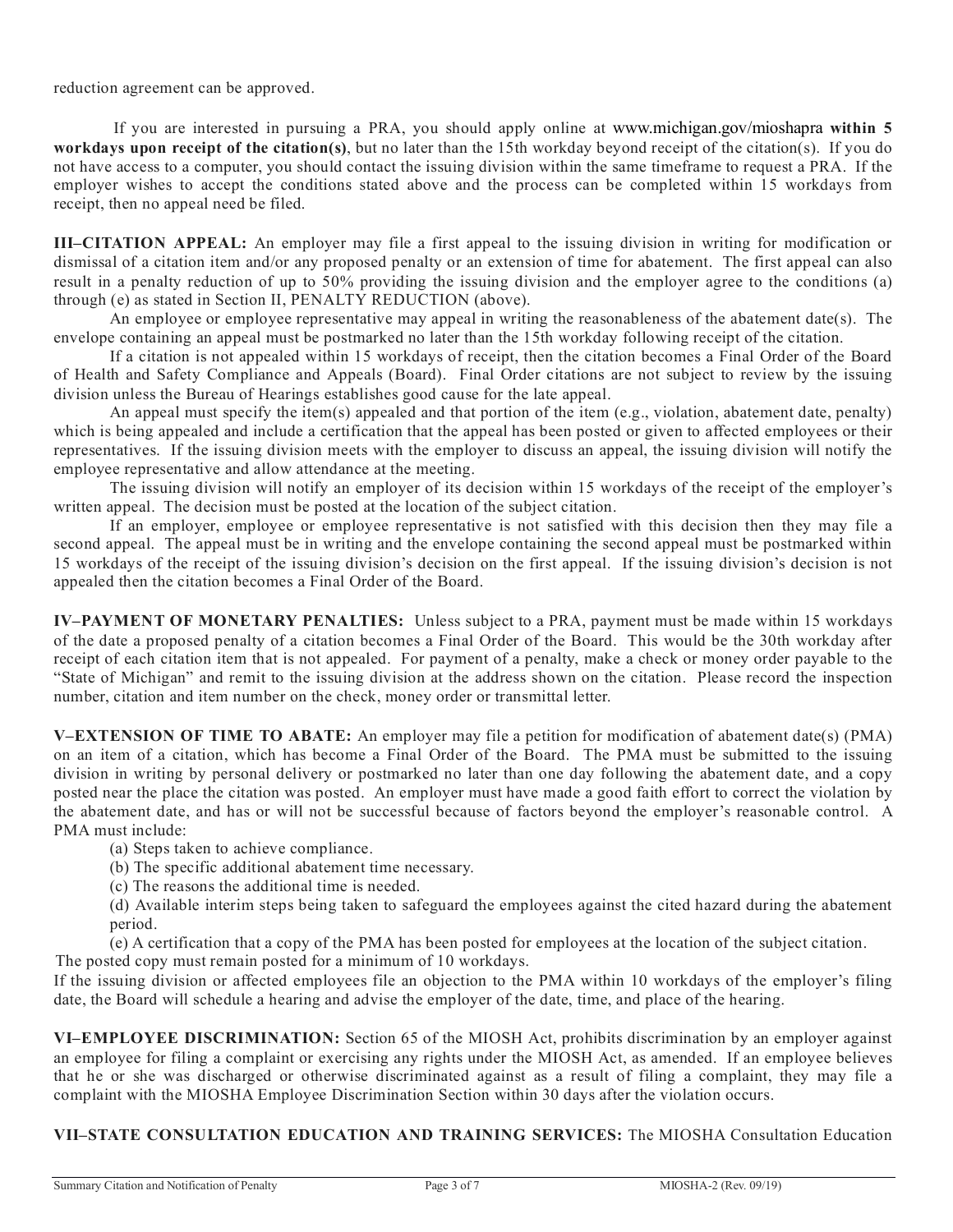reduction agreement can be approved.

If you are interested in pursuing a PRA, you should apply online at www.michigan.gov/mioshapra **within 5 workdays upon receipt of the citation(s)**, but no later than the 15th workday beyond receipt of the citation(s). If you do not have access to a computer, you should contact the issuing division within the same timeframe to request a PRA. If the employer wishes to accept the conditions stated above and the process can be completed within 15 workdays from receipt, then no appeal need be filed.

**III–CITATION APPEAL:** An employer may file a first appeal to the issuing division in writing for modification or dismissal of a citation item and/or any proposed penalty or an extension of time for abatement. The first appeal can also result in a penalty reduction of up to 50% providing the issuing division and the employer agree to the conditions (a) through (e) as stated in Section II, PENALTY REDUCTION (above).

An employee or employee representative may appeal in writing the reasonableness of the abatement date(s). The envelope containing an appeal must be postmarked no later than the 15th workday following receipt of the citation.

If a citation is not appealed within 15 workdays of receipt, then the citation becomes a Final Order of the Board of Health and Safety Compliance and Appeals (Board). Final Order citations are not subject to review by the issuing division unless the Bureau of Hearings establishes good cause for the late appeal.

An appeal must specify the item(s) appealed and that portion of the item (e.g., violation, abatement date, penalty) which is being appealed and include a certification that the appeal has been posted or given to affected employees or their representatives. If the issuing division meets with the employer to discuss an appeal, the issuing division will notify the employee representative and allow attendance at the meeting.

The issuing division will notify an employer of its decision within 15 workdays of the receipt of the employer's written appeal. The decision must be posted at the location of the subject citation.

If an employer, employee or employee representative is not satisfied with this decision then they may file a second appeal. The appeal must be in writing and the envelope containing the second appeal must be postmarked within 15 workdays of the receipt of the issuing division's decision on the first appeal. If the issuing division's decision is not appealed then the citation becomes a Final Order of the Board.

**IV–PAYMENT OF MONETARY PENALTIES:** Unless subject to a PRA, payment must be made within 15 workdays of the date a proposed penalty of a citation becomes a Final Order of the Board. This would be the 30th workday after receipt of each citation item that is not appealed. For payment of a penalty, make a check or money order payable to the "State of Michigan" and remit to the issuing division at the address shown on the citation. Please record the inspection number, citation and item number on the check, money order or transmittal letter.

**V–EXTENSION OF TIME TO ABATE:** An employer may file a petition for modification of abatement date(s) (PMA) on an item of a citation, which has become a Final Order of the Board. The PMA must be submitted to the issuing division in writing by personal delivery or postmarked no later than one day following the abatement date, and a copy posted near the place the citation was posted. An employer must have made a good faith effort to correct the violation by the abatement date, and has or will not be successful because of factors beyond the employer's reasonable control. A PMA must include:

(a) Steps taken to achieve compliance.

(b) The specific additional abatement time necessary.

(c) The reasons the additional time is needed.

(d) Available interim steps being taken to safeguard the employees against the cited hazard during the abatement period.

(e) A certification that a copy of the PMA has been posted for employees at the location of the subject citation.

The posted copy must remain posted for a minimum of 10 workdays.

If the issuing division or affected employees file an objection to the PMA within 10 workdays of the employer's filing date, the Board will schedule a hearing and advise the employer of the date, time, and place of the hearing.

**VI–EMPLOYEE DISCRIMINATION:** Section 65 of the MIOSH Act, prohibits discrimination by an employer against an employee for filing a complaint or exercising any rights under the MIOSH Act, as amended. If an employee believes that he or she was discharged or otherwise discriminated against as a result of filing a complaint, they may file a complaint with the MIOSHA Employee Discrimination Section within 30 days after the violation occurs.

**VII–STATE CONSULTATION EDUCATION AND TRAINING SERVICES:** The MIOSHA Consultation Education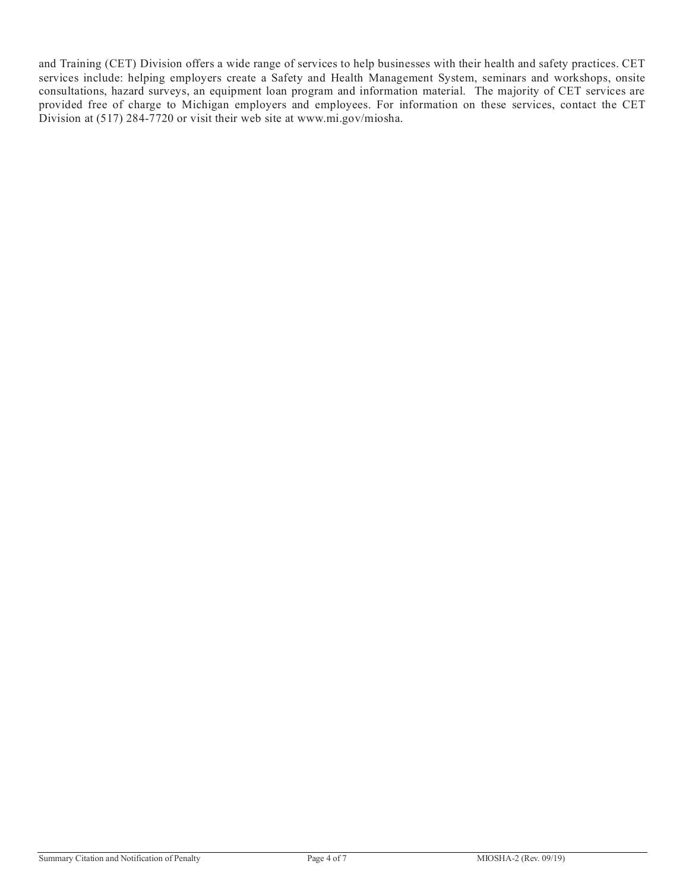and Training (CET) Division offers a wide range of services to help businesses with their health and safety practices. CET services include: helping employers create a Safety and Health Management System, seminars and workshops, onsite consultations, hazard surveys, an equipment loan program and information material. The majority of CET services are provided free of charge to Michigan employers and employees. For information on these services, contact the CET Division at (517) 284-7720 or visit their web site at www.mi.gov/miosha.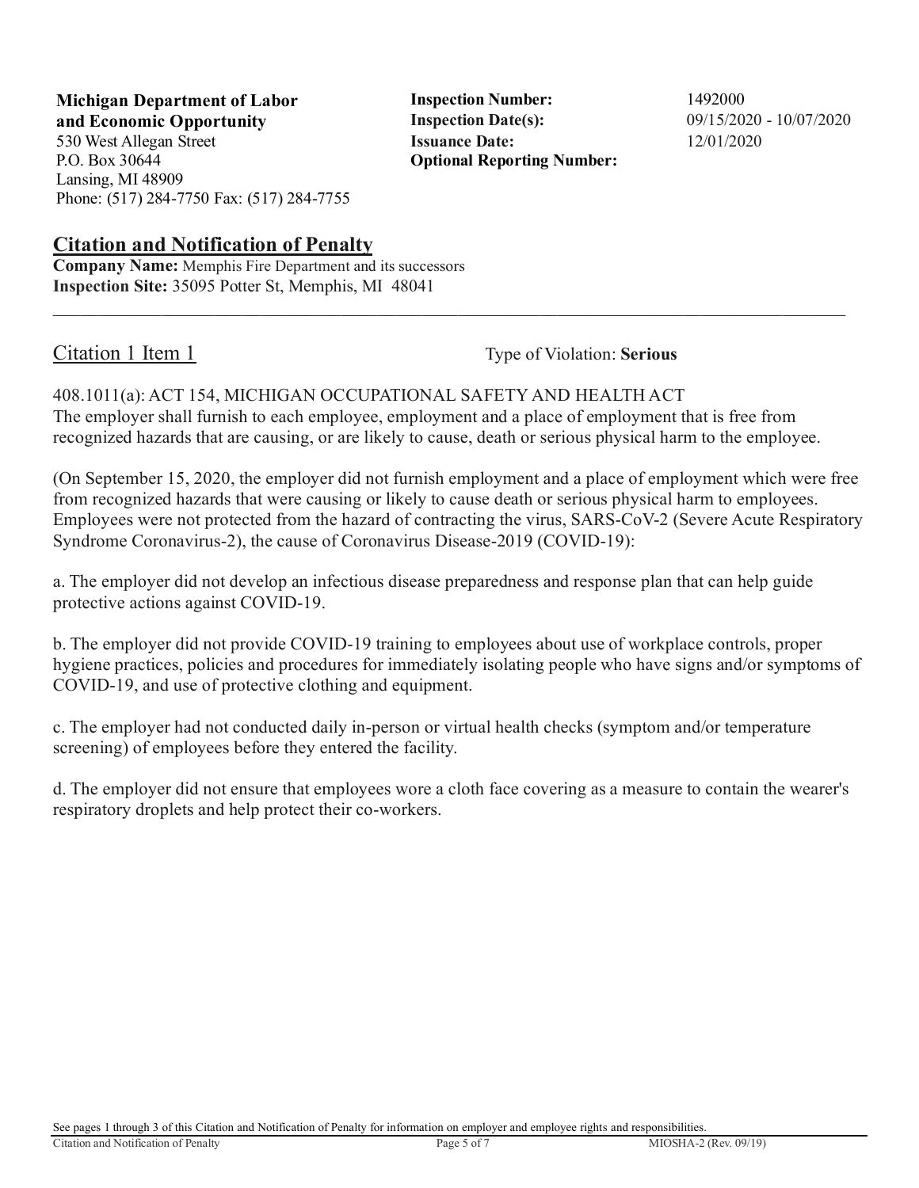**Michigan Department of Labor and Economic Opportunity**
530 West Allegan Street
P.O. Box 30644
Lansing, MI 48909
Phone: (517) 284-7750 Fax: (517) 284-7755

**Inspection Number:** 1492000
**Inspection Date(s):** 09/15/2020 - 10/07/2020
**Issuance Date:** 12/01/2020
**Optional Reporting Number:**

## Citation and Notification of Penalty

**Company Name:** Memphis Fire Department and its successors
**Inspection Site:** 35095 Potter St, Memphis, MI 48041

---

### Citation 1 Item 1

Type of Violation: **Serious**

408.1011(a): ACT 154, MICHIGAN OCCUPATIONAL SAFETY AND HEALTH ACT
The employer shall furnish to each employee, employment and a place of employment that is free from recognized hazards that are causing, or are likely to cause, death or serious physical harm to the employee.

(On September 15, 2020, the employer did not furnish employment and a place of employment which were free from recognized hazards that were causing or likely to cause death or serious physical harm to employees. Employees were not protected from the hazard of contracting the virus, SARS-CoV-2 (Severe Acute Respiratory Syndrome Coronavirus-2), the cause of Coronavirus Disease-2019 (COVID-19):

a. The employer did not develop an infectious disease preparedness and response plan that can help guide protective actions against COVID-19.

b. The employer did not provide COVID-19 training to employees about use of workplace controls, proper hygiene practices, policies and procedures for immediately isolating people who have signs and/or symptoms of COVID-19, and use of protective clothing and equipment.

c. The employer had not conducted daily in-person or virtual health checks (symptom and/or temperature screening) of employees before they entered the facility.

d. The employer did not ensure that employees wore a cloth face covering as a measure to contain the wearer's respiratory droplets and help protect their co-workers.

See pages 1 through 3 of this Citation and Notification of Penalty for information on employer and employee rights and responsibilities.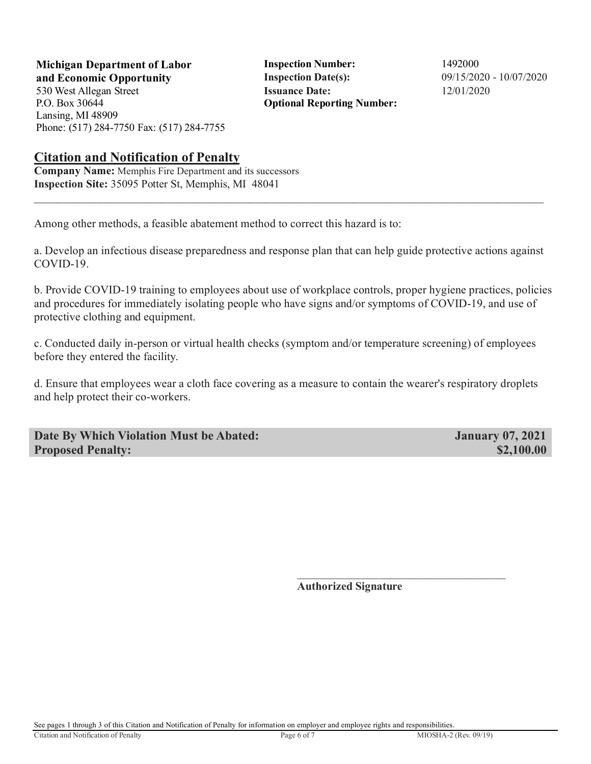**Michigan Department of Labor and Economic Opportunity**
530 West Allegan Street
P.O. Box 30644
Lansing, MI 48909
Phone: (517) 284-7750 Fax: (517) 284-7755

**Inspection Number:** 1492000
**Inspection Date(s):** 09/15/2020 - 10/07/2020
**Issuance Date:** 12/01/2020
**Optional Reporting Number:**

## Citation and Notification of Penalty

**Company Name:** Memphis Fire Department and its successors
**Inspection Site:** 35095 Potter St, Memphis, MI 48041

---

Among other methods, a feasible abatement method to correct this hazard is to:

a. Develop an infectious disease preparedness and response plan that can help guide protective actions against COVID-19.

b. Provide COVID-19 training to employees about use of workplace controls, proper hygiene practices, policies and procedures for immediately isolating people who have signs and/or symptoms of COVID-19, and use of protective clothing and equipment.

c. Conducted daily in-person or virtual health checks (symptom and/or temperature screening) of employees before they entered the facility.

d. Ensure that employees wear a cloth face covering as a measure to contain the wearer's respiratory droplets and help protect their co-workers.

| | |
|---|---|
| **Date By Which Violation Must be Abated:** | **January 07, 2021** |
| **Proposed Penalty:** | **$2,100.00** |

\_\_\_\_\_\_\_\_\_\_\_\_\_\_\_\_\_\_\_\_\_\_\_\_\_\_\_\_\_\_\_\_\_\_\_\_
**Authorized Signature**

See pages 1 through 3 of this Citation and Notification of Penalty for information on employer and employee rights and responsibilities.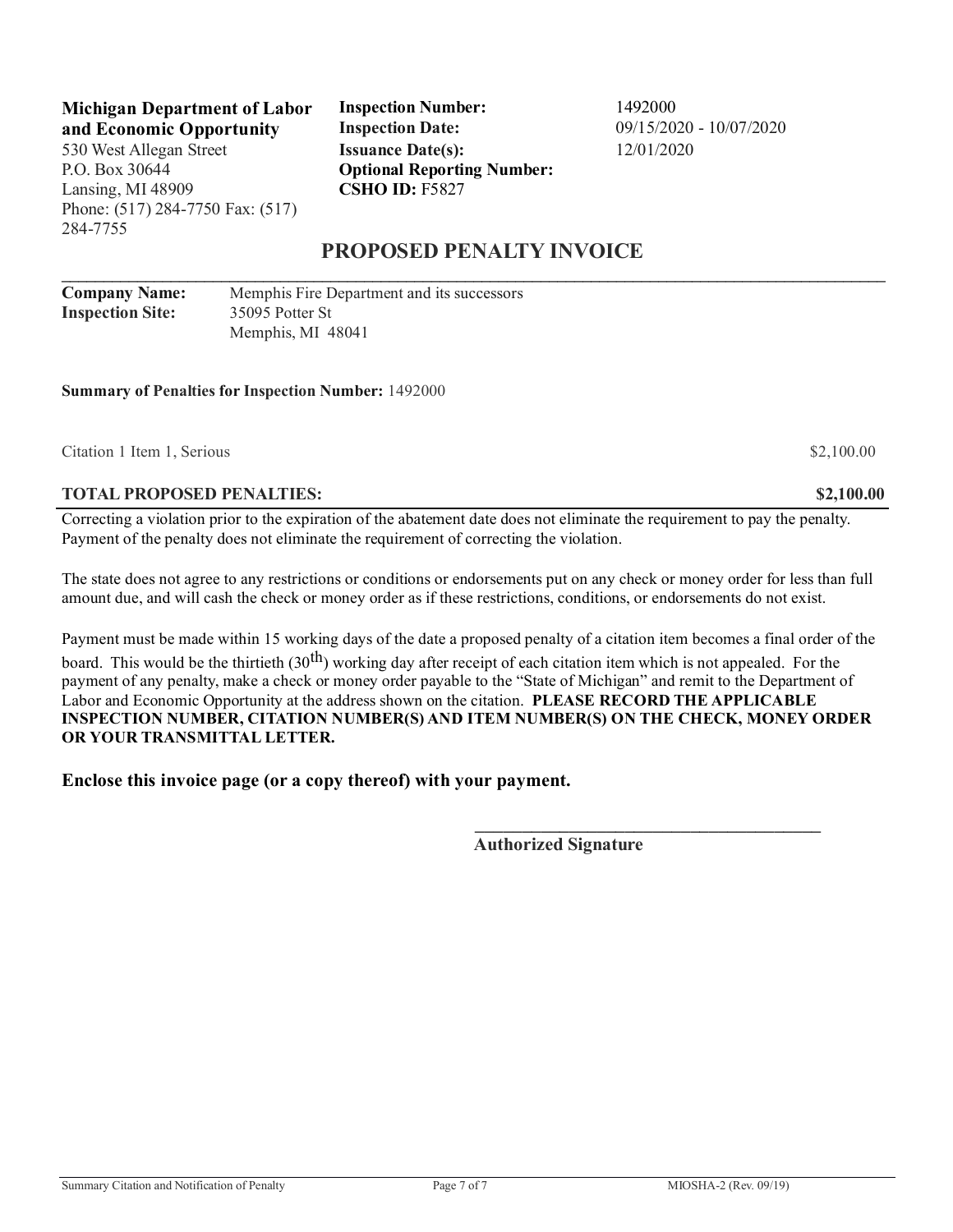**Michigan Department of Labor and Economic Opportunity**
530 West Allegan Street
P.O. Box 30644
Lansing, MI 48909
Phone: (517) 284-7750 Fax: (517) 284-7755

**Inspection Number:** 1492000
**Inspection Date:** 09/15/2020 - 10/07/2020
**Issuance Date(s):** 12/01/2020
**Optional Reporting Number:**
**CSHO ID:** F5827

# PROPOSED PENALTY INVOICE

**Company Name:** Memphis Fire Department and its successors
**Inspection Site:** 35095 Potter St
Memphis, MI 48041

**Summary of Penalties for Inspection Number:** 1492000

| | |
|---|---|
| Citation 1 Item 1, Serious | $2,100.00 |
| **TOTAL PROPOSED PENALTIES:** | **$2,100.00** |

Correcting a violation prior to the expiration of the abatement date does not eliminate the requirement to pay the penalty. Payment of the penalty does not eliminate the requirement of correcting the violation.

The state does not agree to any restrictions or conditions or endorsements put on any check or money order for less than full amount due, and will cash the check or money order as if these restrictions, conditions, or endorsements do not exist.

Payment must be made within 15 working days of the date a proposed penalty of a citation item becomes a final order of the board. This would be the thirtieth (30th) working day after receipt of each citation item which is not appealed. For the payment of any penalty, make a check or money order payable to the "State of Michigan" and remit to the Department of Labor and Economic Opportunity at the address shown on the citation. **PLEASE RECORD THE APPLICABLE INSPECTION NUMBER, CITATION NUMBER(S) AND ITEM NUMBER(S) ON THE CHECK, MONEY ORDER OR YOUR TRANSMITTAL LETTER.**

**Enclose this invoice page (or a copy thereof) with your payment.**

\_\_\_\_\_\_\_\_\_\_\_\_\_\_\_\_\_\_\_\_\_\_\_\_\_\_\_\_\_\_\_\_\_\_\_\_\_\_\_\_
**Authorized Signature**